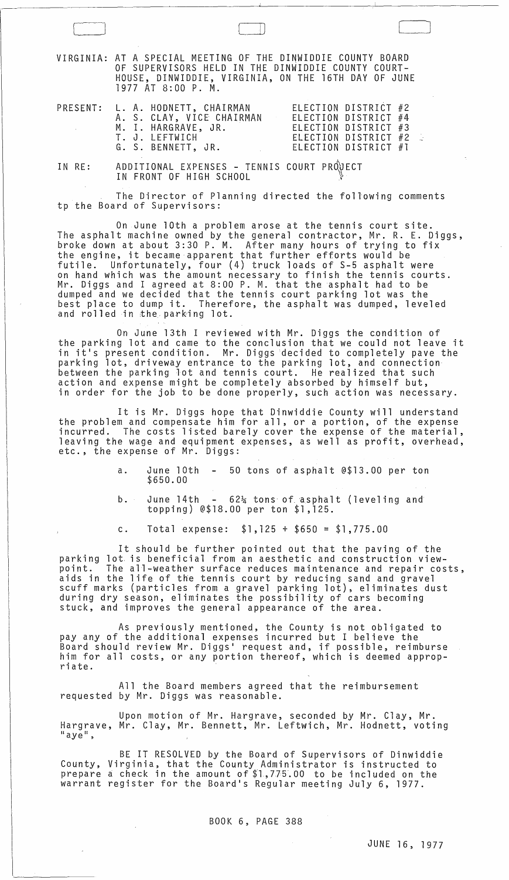VIRGINIA: AT A SPECIAL MEETING OF THE DINWIDDIE COUNTY BOARD OF SUPERVISORS HELD IN THE DINWIDDIE COUNTY COURTHOUSE, DINWIDDIE, VIRGINIA, ON THE 16TH DAY OF JUNE 1977 AT 8:00 P. M.

| PRESENT: | | |
|---|---|---|
| | L. A. HODNETT, CHAIRMAN | ELECTION DISTRICT #2 |
| | A. S. CLAY, VICE CHAIRMAN | ELECTION DISTRICT #4 |
| | M. I. HARGRAVE, JR. | ELECTION DISTRICT #3 |
| | T. J. LEFTWICH | ELECTION DISTRICT #2 |
| | G. S. BENNETT, JR. | ELECTION DISTRICT #1 |

IN RE: ADDITIONAL EXPENSES - TENNIS COURT PROJECT IN FRONT OF HIGH SCHOOL

The Director of Planning directed the following comments tp the Board of Supervisors:

On June 10th a problem arose at the tennis court site. The asphalt machine owned by the general contractor, Mr. R. E. Diggs, broke down at about 3:30 P. M. After many hours of trying to fix the engine, it became apparent that further efforts would be futile. Unfortunately, four (4) truck loads of S-5 asphalt were on hand which was the amount necessary to finish the tennis courts. Mr. Diggs and I agreed at 8:00 P. M. that the asphalt had to be dumped and we decided that the tennis court parking lot was the best place to dump it. Therefore, the asphalt was dumped, leveled and rolled in the parking lot.

On June 13th I reviewed with Mr. Diggs the condition of the parking lot and came to the conclusion that we could not leave it in it's present condition. Mr. Diggs decided to completely pave the parking lot, driveway entrance to the parking lot, and connection between the parking lot and tennis court. He realized that such action and expense might be completely absorbed by himself but, in order for the job to be done properly, such action was necessary.

It is Mr. Diggs hope that Dinwiddie County will understand the problem and compensate him for all, or a portion, of the expense incurred. The costs listed barely cover the expense of the material, leaving the wage and equipment expenses, as well as profit, overhead, etc., the expense of Mr. Diggs:

a. June 10th - 50 tons of asphalt @$13.00 per ton $650.00

b. June 14th - 62¼ tons of asphalt (leveling and topping) @$18.00 per ton $1,125.

c. Total expense: $1,125 + $650 = $1,775.00

It should be further pointed out that the paving of the parking lot is beneficial from an aesthetic and construction viewpoint. The all-weather surface reduces maintenance and repair costs, aids in the life of the tennis court by reducing sand and gravel scuff marks (particles from a gravel parking lot), eliminates dust during dry season, eliminates the possibility of cars becoming stuck, and improves the general appearance of the area.

As previously mentioned, the County is not obligated to pay any of the additional expenses incurred but I believe the Board should review Mr. Diggs' request and, if possible, reimburse him for all costs, or any portion thereof, which is deemed appropriate.

All the Board members agreed that the reimbursement requested by Mr. Diggs was reasonable.

Upon motion of Mr. Hargrave, seconded by Mr. Clay, Mr. Hargrave, Mr. Clay, Mr. Bennett, Mr. Leftwich, Mr. Hodnett, voting "aye",

BE IT RESOLVED by the Board of Supervisors of Dinwiddie County, Virginia, that the County Administrator is instructed to prepare a check in the amount of $1,775.00 to be included on the warrant register for the Board's Regular meeting July 6, 1977.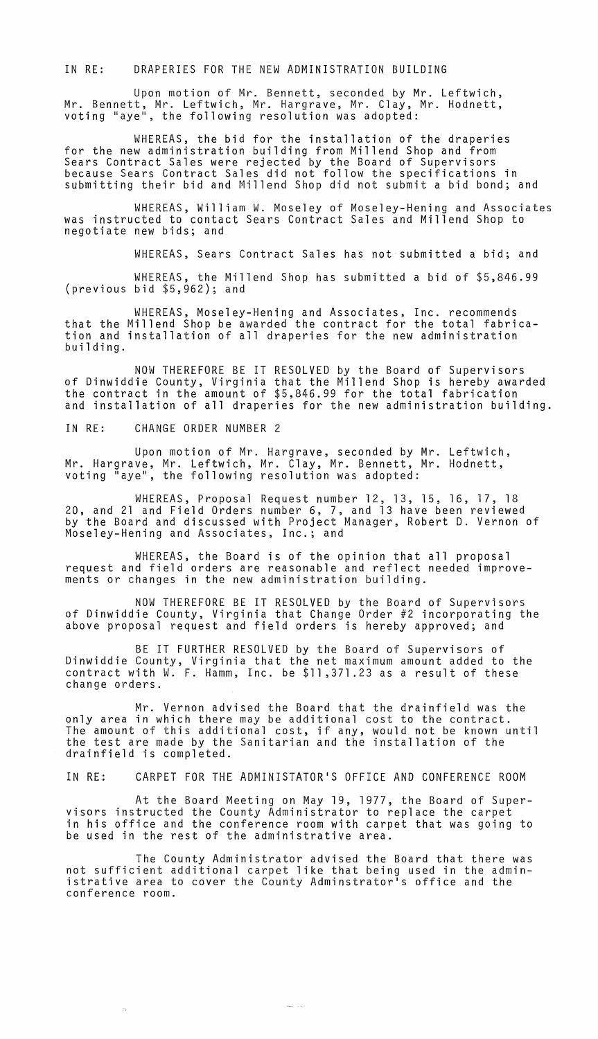IN RE: DRAPERIES FOR THE NEW ADMINISTRATION BUILDING

Upon motion of Mr. Bennett, seconded by Mr. Leftwich, Mr. Bennett, Mr. Leftwich, Mr. Hargrave, Mr. Clay, Mr. Hodnett, voting "aye", the following resolution was adopted:

WHEREAS, the bid for the installation of the draperies for the new administration building from Millend Shop and from Sears Contract Sales were rejected by the Board of Supervisors because Sears Contract Sales did not follow the specifications in submitting their bid and Millend Shop did not submit a bid bond; and

WHEREAS, William W. Moseley of Moseley-Hening and Associates was instructed to contact Sears Contract Sales and Millend Shop to negotiate new bids; and

WHEREAS, Sears Contract Sales has not submitted a bid; and

WHEREAS, the Millend Shop has submitted a bid of $5,846.99 (previous bid $5,962); and

WHEREAS, Moseley-Hening and Associates, Inc. recommends that the Millend Shop be awarded the contract for the total fabrication and installation of all draperies for the new administration building.

NOW THEREFORE BE IT RESOLVED by the Board of Supervisors of Dinwiddie County, Virginia that the Millend Shop is hereby awarded the contract in the amount of $5,846.99 for the total fabrication and installation of all draperies for the new administration building.

IN RE: CHANGE ORDER NUMBER 2

Upon motion of Mr. Hargrave, seconded by Mr. Leftwich, Mr. Hargrave, Mr. Leftwich, Mr. Clay, Mr. Bennett, Mr. Hodnett, voting "aye", the following resolution was adopted:

WHEREAS, Proposal Request number 12, 13, 15, 16, 17, 18 20, and 21 and Field Orders number 6, 7, and 13 have been reviewed by the Board and discussed with Project Manager, Robert D. Vernon of Moseley-Hening and Associates, Inc.; and

WHEREAS, the Board is of the opinion that all proposal request and field orders are reasonable and reflect needed improvements or changes in the new administration building.

NOW THEREFORE BE IT RESOLVED by the Board of Supervisors of Dinwiddie County, Virginia that Change Order #2 incorporating the above proposal request and field orders is hereby approved; and

BE IT FURTHER RESOLVED by the Board of Supervisors of Dinwiddie County, Virginia that the net maximum amount added to the contract with W. F. Hamm, Inc. be $11,371.23 as a result of these change orders.

Mr. Vernon advised the Board that the drainfield was the only area in which there may be additional cost to the contract. The amount of this additional cost, if any, would not be known until the test are made by the Sanitarian and the installation of the drainfield is completed.

IN RE: CARPET FOR THE ADMINISTATOR'S OFFICE AND CONFERENCE ROOM

At the Board Meeting on May 19, 1977, the Board of Supervisors instructed the County Administrator to replace the carpet in his office and the conference room with carpet that was going to be used in the rest of the administrative area.

The County Administrator advised the Board that there was not sufficient additional carpet like that being used in the administrative area to cover the County Adminstrator's office and the conference room.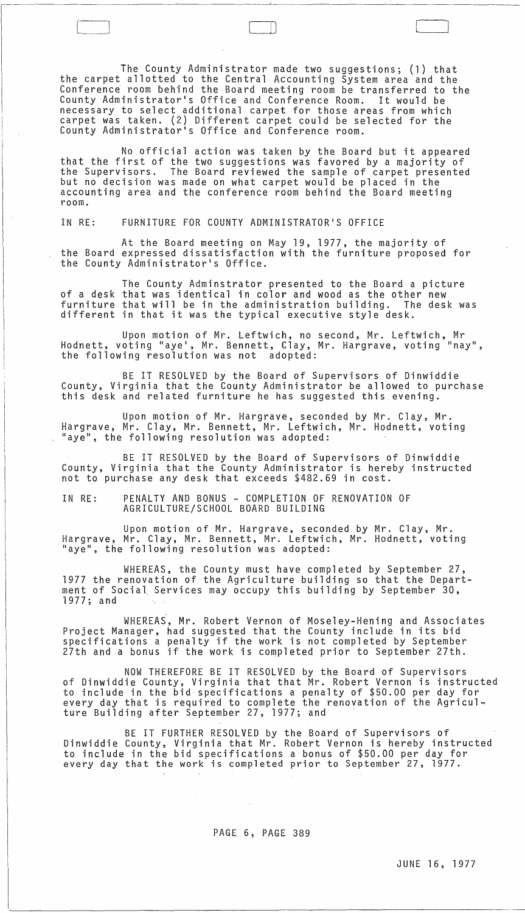The County Administrator made two suggestions; (1) that the carpet allotted to the Central Accounting System area and the Conference room behind the Board meeting room be transferred to the County Administrator's Office and Conference Room. It would be necessary to select additional carpet for those areas from which carpet was taken. (2) Different carpet could be selected for the County Administrator's Office and Conference room.

No official action was taken by the Board but it appeared that the first of the two suggestions was favored by a majority of the Supervisors. The Board reviewed the sample of carpet presented but no decision was made on what carpet would be placed in the accounting area and the conference room behind the Board meeting room.

IN RE: FURNITURE FOR COUNTY ADMINISTRATOR'S OFFICE

At the Board meeting on May 19, 1977, the majority of the Board expressed dissatisfaction with the furniture proposed for the County Administrator's Office.

The County Adminstrator presented to the Board a picture of a desk that was identical in color and wood as the other new furniture that will be in the administration building. The desk was different in that it was the typical executive style desk.

Upon motion of Mr. Leftwich, no second, Mr. Leftwich, Mr Hodnett, voting "aye', Mr. Bennett, Clay, Mr. Hargrave, voting "nay", the following resolution was not adopted:

BE IT RESOLVED by the Board of Supervisors of Dinwiddie County, Virginia that the County Administrator be allowed to purchase this desk and related furniture he has suggested this evening.

Upon motion of Mr. Hargrave, seconded by Mr. Clay, Mr. Hargrave, Mr. Clay, Mr. Bennett, Mr. Leftwich, Mr. Hodnett, voting "aye", the following resolution was adopted:

BE IT RESOLVED by the Board of Supervisors of Dinwiddie County, Virginia that the County Administrator is hereby instructed not to purchase any desk that exceeds $482.69 in cost.

IN RE: PENALTY AND BONUS - COMPLETION OF RENOVATION OF AGRICULTURE/SCHOOL BOARD BUILDING

Upon motion of Mr. Hargrave, seconded by Mr. Clay, Mr. Hargrave, Mr. Clay, Mr. Bennett, Mr. Leftwich, Mr. Hodnett, voting "aye", the following resolution was adopted:

WHEREAS, the County must have completed by September 27, 1977 the renovation of the Agriculture building so that the Department of Social Services may occupy this building by September 30, 1977; and

WHEREAS, Mr. Robert Vernon of Moseley-Hening and Associates Project Manager, had suggested that the County include in its bid specifications a penalty if the work is not completed by September 27th and a bonus if the work is completed prior to September 27th.

NOW THEREFORE BE IT RESOLVED by the Board of Supervisors of Dinwiddie County, Virginia that that Mr. Robert Vernon is instructed to include in the bid specifications a penalty of $50.00 per day for every day that is required to complete the renovation of the Agriculture Building after September 27, 1977; and

BE IT FURTHER RESOLVED by the Board of Supervisors of Dinwiddie County, Virginia that Mr. Robert Vernon is hereby instructed to include in the bid specifications a bonus of $50.00 per day for every day that the work is completed prior to September 27, 1977.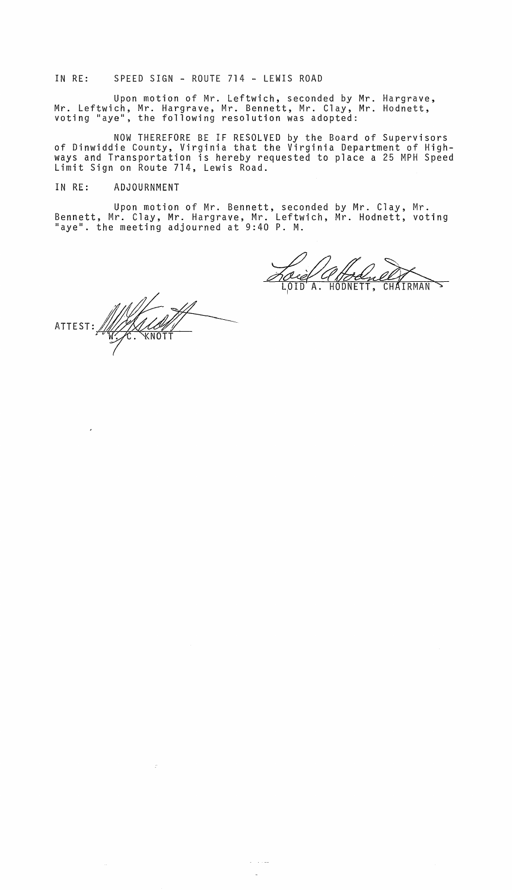IN RE: SPEED SIGN - ROUTE 714 - LEWIS ROAD

Upon motion of Mr. Leftwich, seconded by Mr. Hargrave, Mr. Leftwich, Mr. Hargrave, Mr. Bennett, Mr. Clay, Mr. Hodnett, voting "aye", the following resolution was adopted:

NOW THEREFORE BE IF RESOLVED by the Board of Supervisors of Dinwiddie County, Virginia that the Virginia Department of Highways and Transportation is hereby requested to place a 25 MPH Speed Limit Sign on Route 714, Lewis Road.

IN RE: ADJOURNMENT

Upon motion of Mr. Bennett, seconded by Mr. Clay, Mr. Bennett, Mr. Clay, Mr. Hargrave, Mr. Leftwich, Mr. Hodnett, voting "aye". the meeting adjourned at 9:40 P. M.

LOID A. HODNETT, CHAIRMAN

ATTEST: W. C. KNOTT